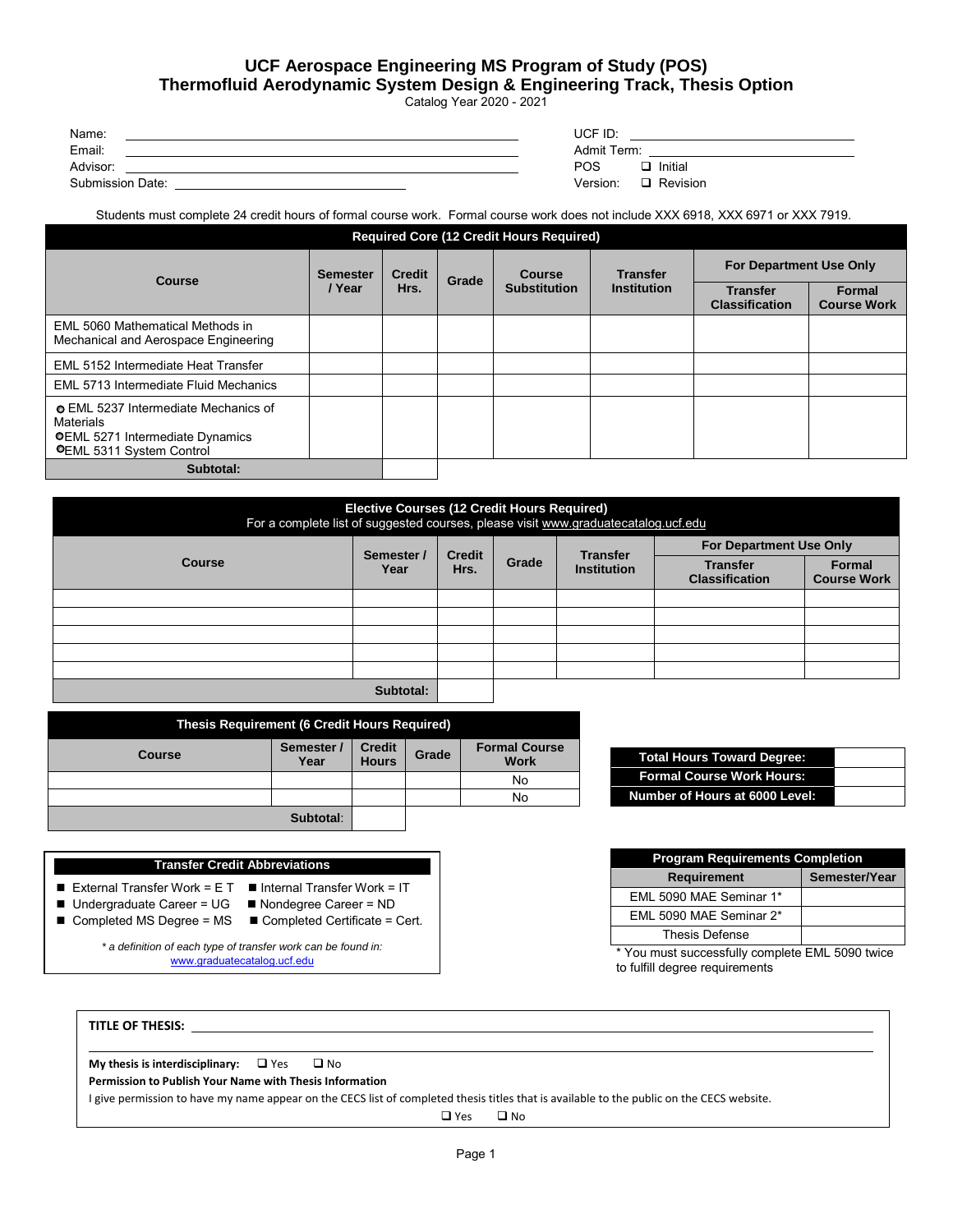# UCF Aerospace Engineering MS Program of Study (POS)
## Thermofluid Aerodynamic System Design & Engineering Track, Thesis Option
Catalog Year 2020 - 2021

Name: ______________________________ UCF ID: ______________________________
Email: ______________________________ Admit Term: ______________________________
Advisor: ______________________________ POS Version: ❑ Initial ❑ Revision
Submission Date: ______________________________

Students must complete 24 credit hours of formal course work. Formal course work does not include XXX 6918, XXX 6971 or XXX 7919.

| Required Core (12 Credit Hours Required) | | | | | | | |
|---|---|---|---|---|---|---|---|
| Course | Semester / Year | Credit Hrs. | Grade | Course Substitution | Transfer Institution | For Department Use Only | |
| | | | | | | Transfer Classification | Formal Course Work |
| EML 5060 Mathematical Methods in Mechanical and Aerospace Engineering | | | | | | | |
| EML 5152 Intermediate Heat Transfer | | | | | | | |
| EML 5713 Intermediate Fluid Mechanics | | | | | | | |
| ❍ EML 5237 Intermediate Mechanics of Materials<br>❍ EML 5271 Intermediate Dynamics<br>❍ EML 5311 System Control | | | | | | | |
| Subtotal: | | | | | | | |

| Elective Courses (12 Credit Hours Required)<br>For a complete list of suggested courses, please visit www.graduatecatalog.ucf.edu | | | | | | |
|---|---|---|---|---|---|---|
| Course | Semester / Year | Credit Hrs. | Grade | Transfer Institution | For Department Use Only | |
| | | | | | Transfer Classification | Formal Course Work |
| | | | | | | |
| | | | | | | |
| | | | | | | |
| | | | | | | |
| | | | | | | |
| Subtotal: | | | | | | |

| Thesis Requirement (6 Credit Hours Required) | | | | |
|---|---|---|---|---|
| Course | Semester / Year | Credit Hours | Grade | Formal Course Work |
| | | | | No |
| | | | | No |
| Subtotal: | | | | |

| | |
|---|---|
| Total Hours Toward Degree: | |
| Formal Course Work Hours: | |
| Number of Hours at 6000 Level: | |

**Transfer Credit Abbreviations**

- External Transfer Work = E T
- Internal Transfer Work = IT
- Undergraduate Career = UG
- Nondegree Career = ND
- Completed MS Degree = MS
- Completed Certificate = Cert.

*\* a definition of each type of transfer work can be found in:* www.graduatecatalog.ucf.edu

| Program Requirements Completion | |
|---|---|
| Requirement | Semester/Year |
| EML 5090 MAE Seminar 1* | |
| EML 5090 MAE Seminar 2* | |
| Thesis Defense | |

\* You must successfully complete EML 5090 twice to fulfill degree requirements

**TITLE OF THESIS:** ______________________________

**My thesis is interdisciplinary:** ❑ Yes ❑ No

**Permission to Publish Your Name with Thesis Information**

I give permission to have my name appear on the CECS list of completed thesis titles that is available to the public on the CECS website.

❑ Yes ❑ No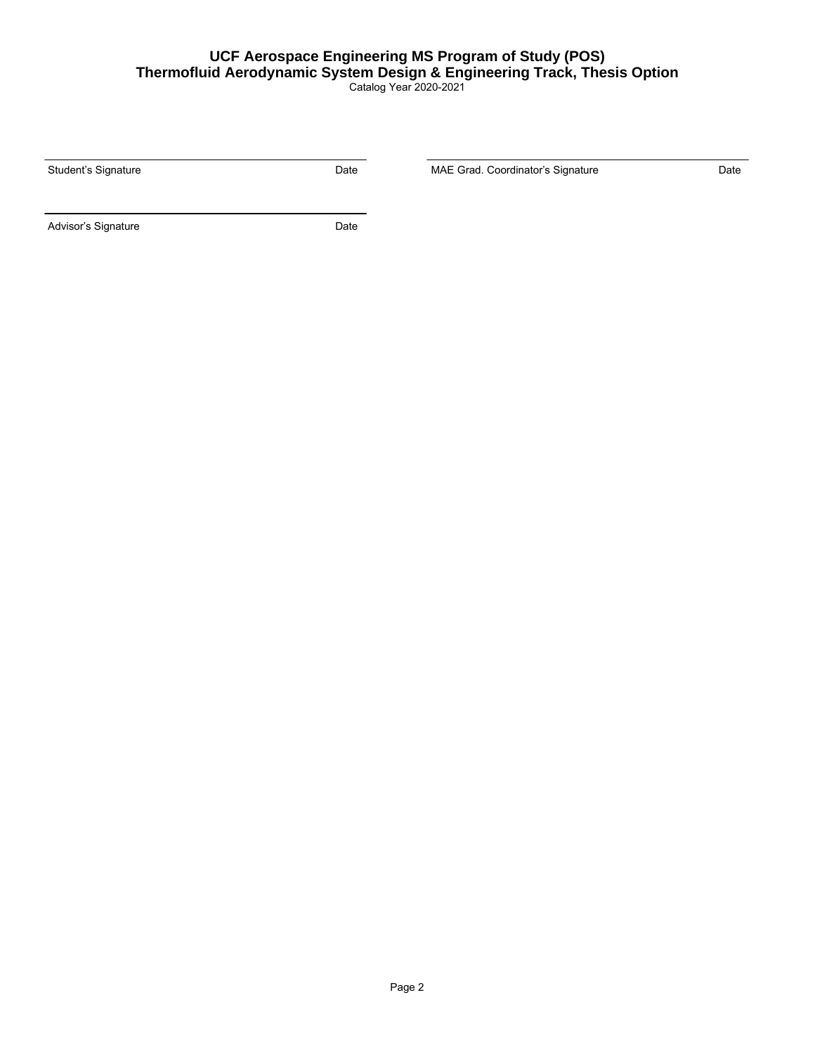# UCF Aerospace Engineering MS Program of Study (POS)
## Thermofluid Aerodynamic System Design & Engineering Track, Thesis Option

Catalog Year 2020-2021

| | | | |
|---|---|---|---|
| Student's Signature | Date | MAE Grad. Coordinator's Signature | Date |
| Advisor's Signature | Date | | |